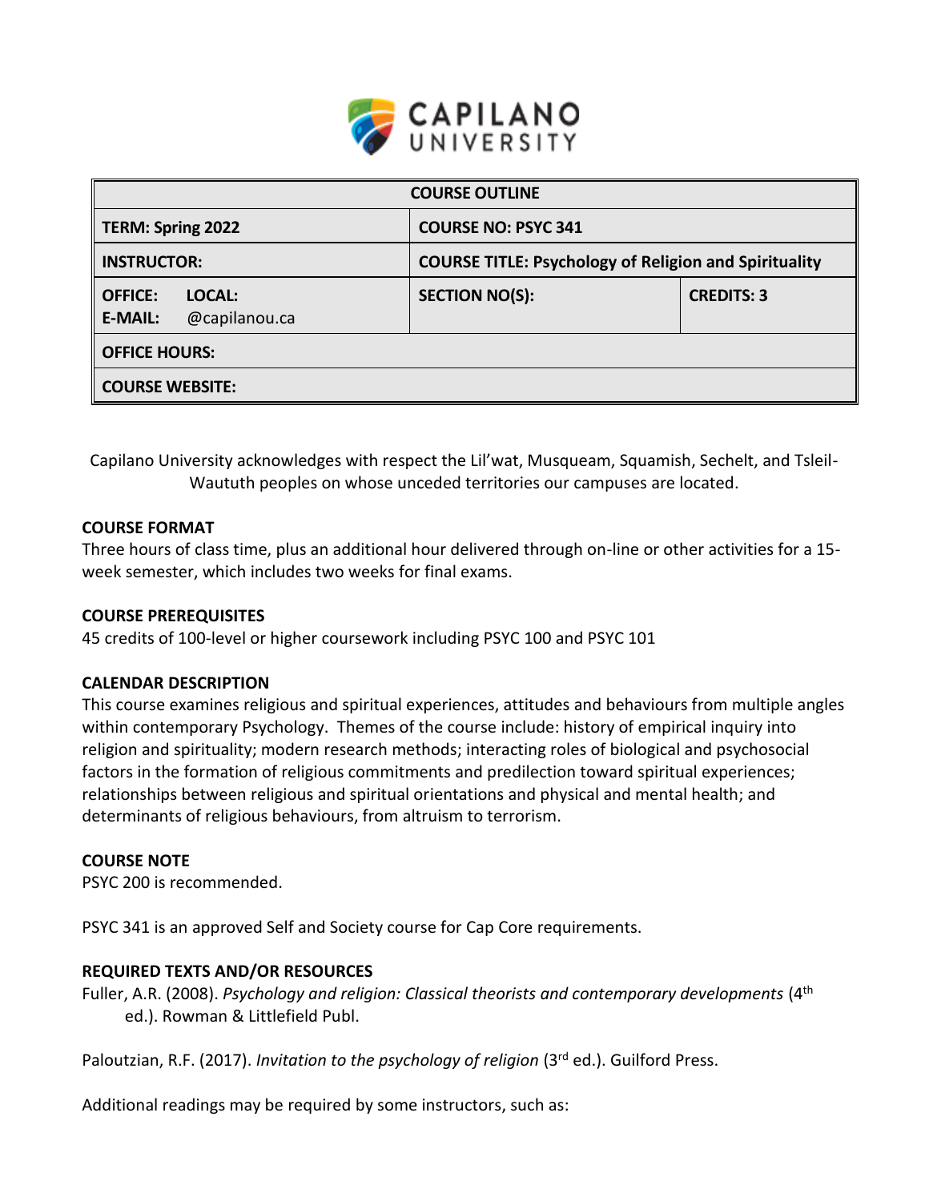CAPILANO UNIVERSITY

| COURSE OUTLINE | | |
|---|---|---|
| **TERM: Spring 2022** | **COURSE NO: PSYC 341** | |
| **INSTRUCTOR:** | **COURSE TITLE: Psychology of Religion and Spirituality** | |
| **OFFICE:** **LOCAL:** **E-MAIL:** @capilanou.ca | **SECTION NO(S):** | **CREDITS: 3** |
| **OFFICE HOURS:** | | |
| **COURSE WEBSITE:** | | |

Capilano University acknowledges with respect the Lil'wat, Musqueam, Squamish, Sechelt, and Tsleil-Waututh peoples on whose unceded territories our campuses are located.

## COURSE FORMAT

Three hours of class time, plus an additional hour delivered through on-line or other activities for a 15-week semester, which includes two weeks for final exams.

## COURSE PREREQUISITES

45 credits of 100-level or higher coursework including PSYC 100 and PSYC 101

## CALENDAR DESCRIPTION

This course examines religious and spiritual experiences, attitudes and behaviours from multiple angles within contemporary Psychology. Themes of the course include: history of empirical inquiry into religion and spirituality; modern research methods; interacting roles of biological and psychosocial factors in the formation of religious commitments and predilection toward spiritual experiences; relationships between religious and spiritual orientations and physical and mental health; and determinants of religious behaviours, from altruism to terrorism.

## COURSE NOTE

PSYC 200 is recommended.

PSYC 341 is an approved Self and Society course for Cap Core requirements.

## REQUIRED TEXTS AND/OR RESOURCES

Fuller, A.R. (2008). *Psychology and religion: Classical theorists and contemporary developments* (4th ed.). Rowman & Littlefield Publ.

Paloutzian, R.F. (2017). *Invitation to the psychology of religion* (3rd ed.). Guilford Press.

Additional readings may be required by some instructors, such as: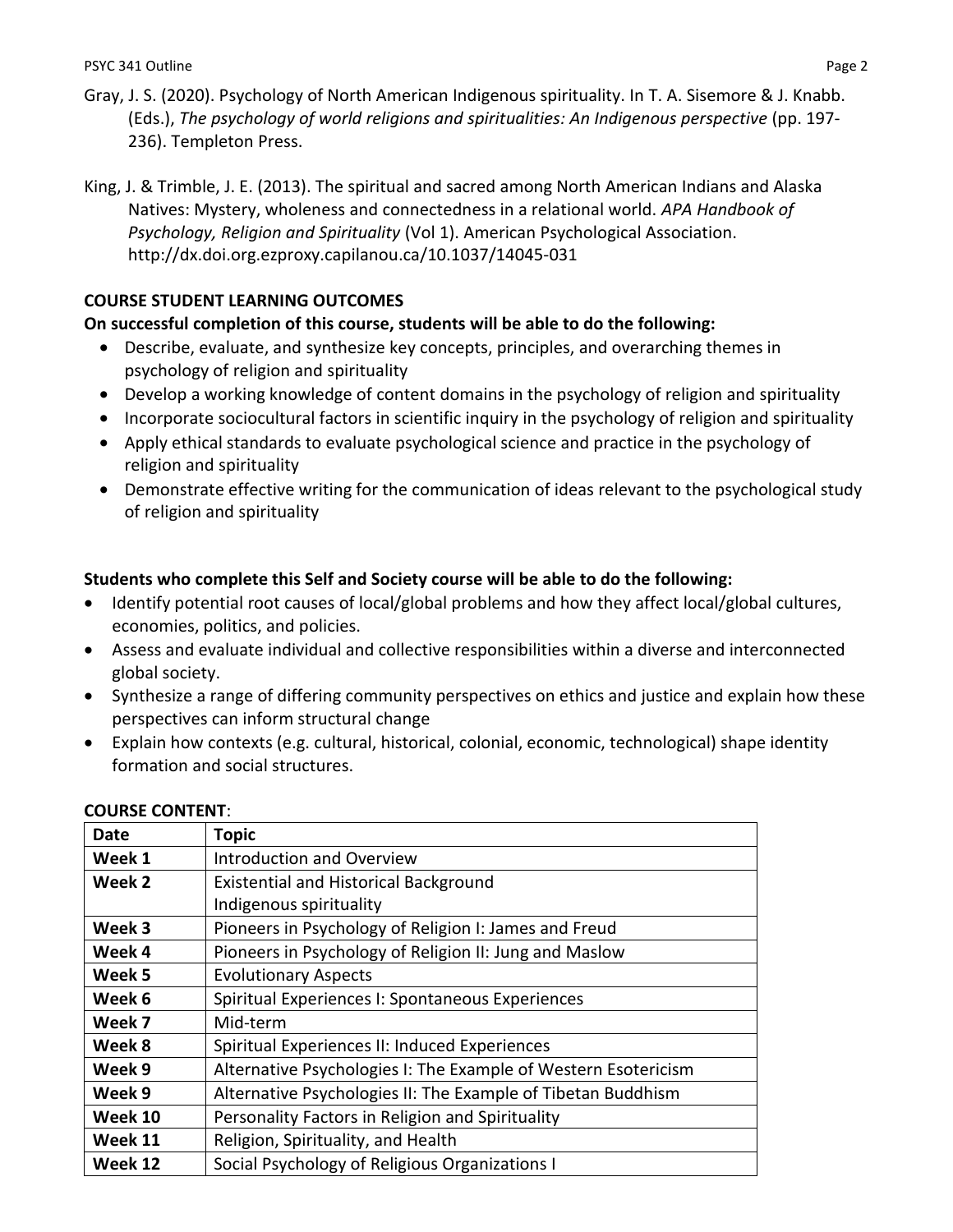Gray, J. S. (2020). Psychology of North American Indigenous spirituality. In T. A. Sisemore & J. Knabb. (Eds.), *The psychology of world religions and spiritualities: An Indigenous perspective* (pp. 197-236). Templeton Press.

King, J. & Trimble, J. E. (2013). The spiritual and sacred among North American Indians and Alaska Natives: Mystery, wholeness and connectedness in a relational world. *APA Handbook of Psychology, Religion and Spirituality* (Vol 1). American Psychological Association. http://dx.doi.org.ezproxy.capilanou.ca/10.1037/14045-031

## COURSE STUDENT LEARNING OUTCOMES

**On successful completion of this course, students will be able to do the following:**

- Describe, evaluate, and synthesize key concepts, principles, and overarching themes in psychology of religion and spirituality
- Develop a working knowledge of content domains in the psychology of religion and spirituality
- Incorporate sociocultural factors in scientific inquiry in the psychology of religion and spirituality
- Apply ethical standards to evaluate psychological science and practice in the psychology of religion and spirituality
- Demonstrate effective writing for the communication of ideas relevant to the psychological study of religion and spirituality

**Students who complete this Self and Society course will be able to do the following:**

- Identify potential root causes of local/global problems and how they affect local/global cultures, economies, politics, and policies.
- Assess and evaluate individual and collective responsibilities within a diverse and interconnected global society.
- Synthesize a range of differing community perspectives on ethics and justice and explain how these perspectives can inform structural change
- Explain how contexts (e.g. cultural, historical, colonial, economic, technological) shape identity formation and social structures.

## COURSE CONTENT:

| Date | Topic |
| --- | --- |
| **Week 1** | Introduction and Overview |
| **Week 2** | Existential and Historical Background<br>Indigenous spirituality |
| **Week 3** | Pioneers in Psychology of Religion I: James and Freud |
| **Week 4** | Pioneers in Psychology of Religion II: Jung and Maslow |
| **Week 5** | Evolutionary Aspects |
| **Week 6** | Spiritual Experiences I: Spontaneous Experiences |
| **Week 7** | Mid-term |
| **Week 8** | Spiritual Experiences II: Induced Experiences |
| **Week 9** | Alternative Psychologies I: The Example of Western Esotericism |
| **Week 9** | Alternative Psychologies II: The Example of Tibetan Buddhism |
| **Week 10** | Personality Factors in Religion and Spirituality |
| **Week 11** | Religion, Spirituality, and Health |
| **Week 12** | Social Psychology of Religious Organizations I |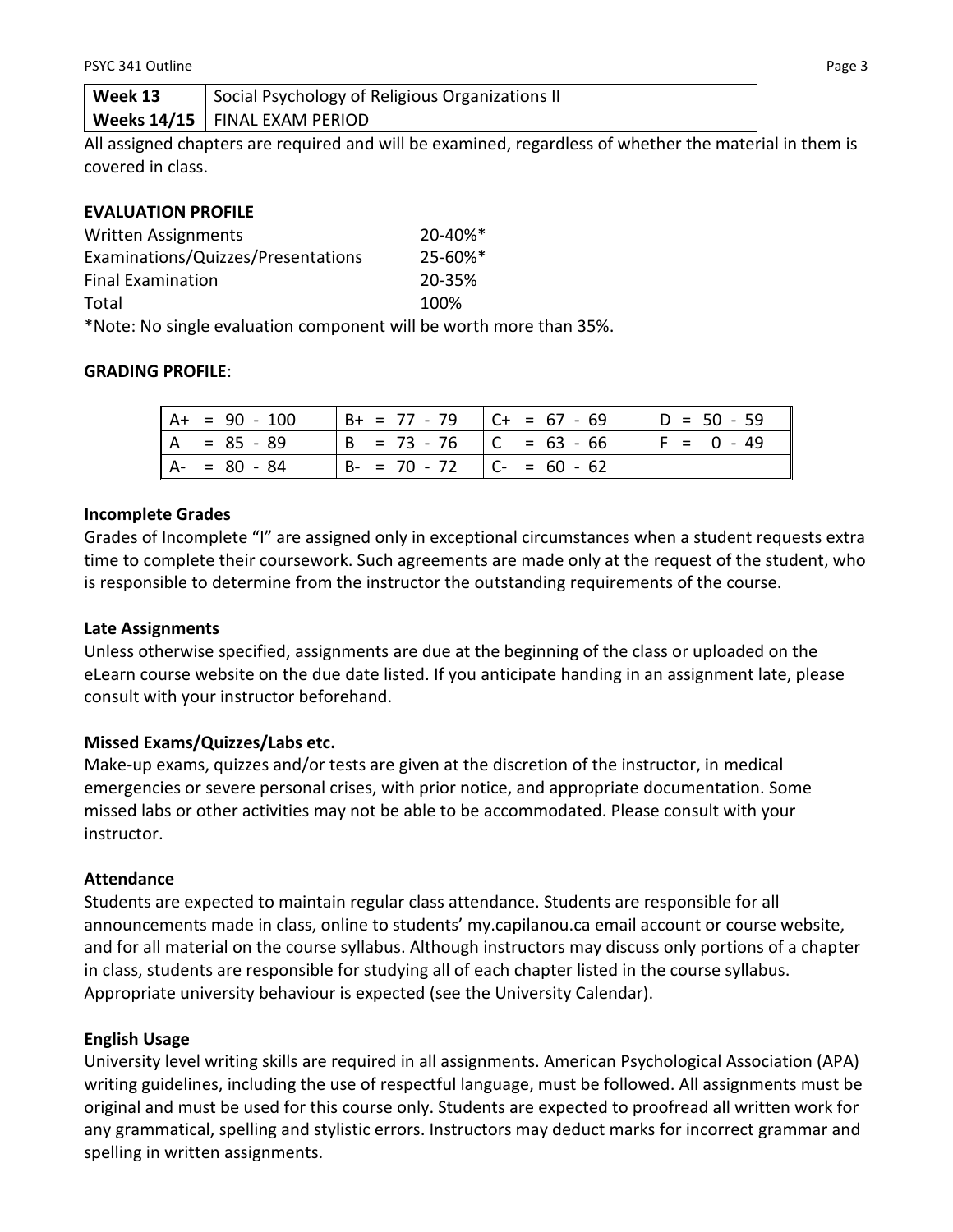| Week 13 | Social Psychology of Religious Organizations II |
|---|---|
| **Weeks 14/15** | FINAL EXAM PERIOD |

All assigned chapters are required and will be examined, regardless of whether the material in them is covered in class.

**EVALUATION PROFILE**

| | |
|---|---|
| Written Assignments | 20-40%* |
| Examinations/Quizzes/Presentations | 25-60%* |
| Final Examination | 20-35% |
| Total | 100% |

*Note: No single evaluation component will be worth more than 35%.

**GRADING PROFILE**:

| | | | |
|---|---|---|---|
| A+ = 90 - 100 | B+ = 77 - 79 | C+ = 67 - 69 | D = 50 - 59 |
| A = 85 - 89 | B = 73 - 76 | C = 63 - 66 | F = 0 - 49 |
| A- = 80 - 84 | B- = 70 - 72 | C- = 60 - 62 | |

**Incomplete Grades**

Grades of Incomplete "I" are assigned only in exceptional circumstances when a student requests extra time to complete their coursework. Such agreements are made only at the request of the student, who is responsible to determine from the instructor the outstanding requirements of the course.

**Late Assignments**

Unless otherwise specified, assignments are due at the beginning of the class or uploaded on the eLearn course website on the due date listed. If you anticipate handing in an assignment late, please consult with your instructor beforehand.

**Missed Exams/Quizzes/Labs etc.**

Make-up exams, quizzes and/or tests are given at the discretion of the instructor, in medical emergencies or severe personal crises, with prior notice, and appropriate documentation. Some missed labs or other activities may not be able to be accommodated. Please consult with your instructor.

**Attendance**

Students are expected to maintain regular class attendance. Students are responsible for all announcements made in class, online to students' my.capilanou.ca email account or course website, and for all material on the course syllabus. Although instructors may discuss only portions of a chapter in class, students are responsible for studying all of each chapter listed in the course syllabus. Appropriate university behaviour is expected (see the University Calendar).

**English Usage**

University level writing skills are required in all assignments. American Psychological Association (APA) writing guidelines, including the use of respectful language, must be followed. All assignments must be original and must be used for this course only. Students are expected to proofread all written work for any grammatical, spelling and stylistic errors. Instructors may deduct marks for incorrect grammar and spelling in written assignments.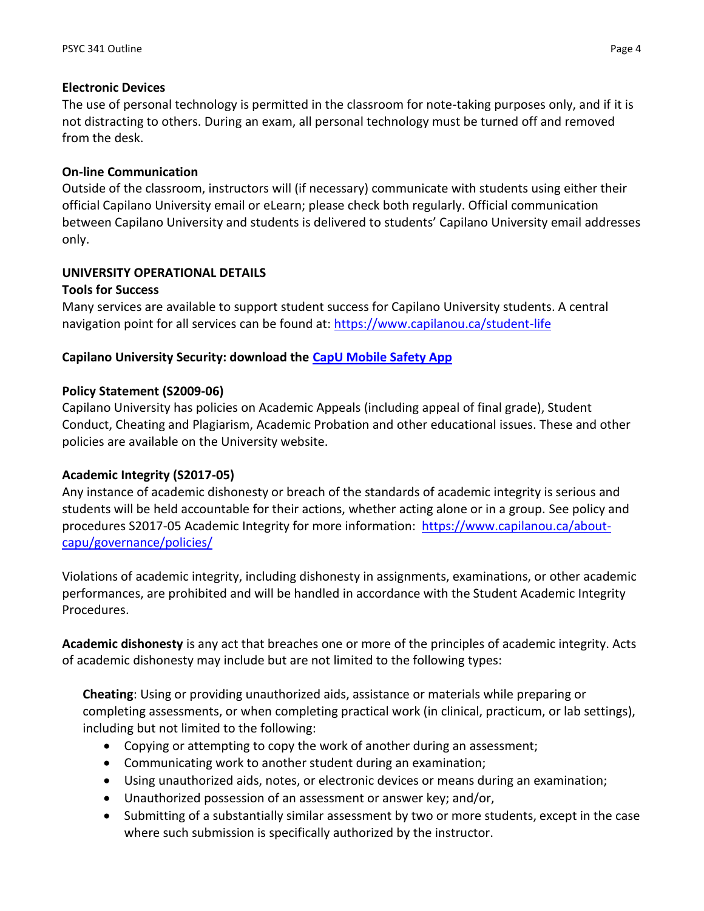**Electronic Devices**
The use of personal technology is permitted in the classroom for note-taking purposes only, and if it is not distracting to others. During an exam, all personal technology must be turned off and removed from the desk.

**On-line Communication**
Outside of the classroom, instructors will (if necessary) communicate with students using either their official Capilano University email or eLearn; please check both regularly. Official communication between Capilano University and students is delivered to students' Capilano University email addresses only.

**UNIVERSITY OPERATIONAL DETAILS**

**Tools for Success**
Many services are available to support student success for Capilano University students. A central navigation point for all services can be found at: https://www.capilanou.ca/student-life

**Capilano University Security: download the CapU Mobile Safety App**

**Policy Statement (S2009-06)**
Capilano University has policies on Academic Appeals (including appeal of final grade), Student Conduct, Cheating and Plagiarism, Academic Probation and other educational issues. These and other policies are available on the University website.

**Academic Integrity (S2017-05)**
Any instance of academic dishonesty or breach of the standards of academic integrity is serious and students will be held accountable for their actions, whether acting alone or in a group. See policy and procedures S2017-05 Academic Integrity for more information: https://www.capilanou.ca/about-capu/governance/policies/

Violations of academic integrity, including dishonesty in assignments, examinations, or other academic performances, are prohibited and will be handled in accordance with the Student Academic Integrity Procedures.

**Academic dishonesty** is any act that breaches one or more of the principles of academic integrity. Acts of academic dishonesty may include but are not limited to the following types:

**Cheating**: Using or providing unauthorized aids, assistance or materials while preparing or completing assessments, or when completing practical work (in clinical, practicum, or lab settings), including but not limited to the following:

- Copying or attempting to copy the work of another during an assessment;
- Communicating work to another student during an examination;
- Using unauthorized aids, notes, or electronic devices or means during an examination;
- Unauthorized possession of an assessment or answer key; and/or,
- Submitting of a substantially similar assessment by two or more students, except in the case where such submission is specifically authorized by the instructor.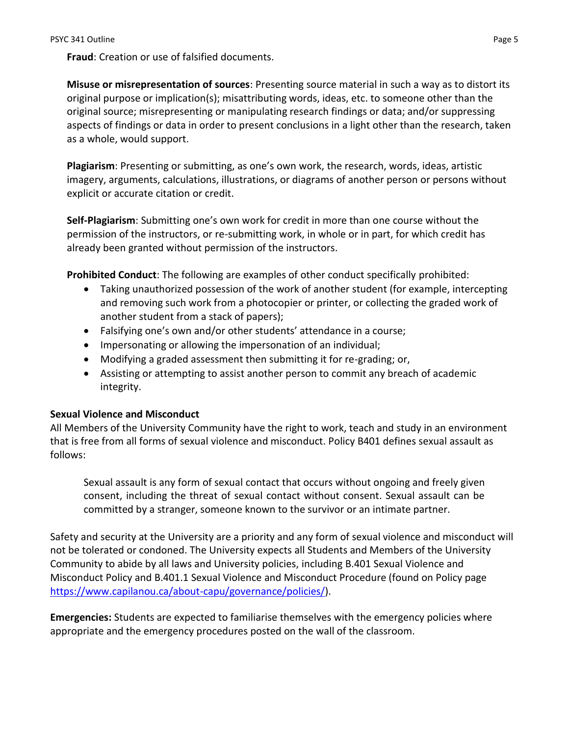**Fraud**: Creation or use of falsified documents.

**Misuse or misrepresentation of sources**: Presenting source material in such a way as to distort its original purpose or implication(s); misattributing words, ideas, etc. to someone other than the original source; misrepresenting or manipulating research findings or data; and/or suppressing aspects of findings or data in order to present conclusions in a light other than the research, taken as a whole, would support.

**Plagiarism**: Presenting or submitting, as one's own work, the research, words, ideas, artistic imagery, arguments, calculations, illustrations, or diagrams of another person or persons without explicit or accurate citation or credit.

**Self-Plagiarism**: Submitting one's own work for credit in more than one course without the permission of the instructors, or re-submitting work, in whole or in part, for which credit has already been granted without permission of the instructors.

**Prohibited Conduct**: The following are examples of other conduct specifically prohibited:

- Taking unauthorized possession of the work of another student (for example, intercepting and removing such work from a photocopier or printer, or collecting the graded work of another student from a stack of papers);
- Falsifying one's own and/or other students' attendance in a course;
- Impersonating or allowing the impersonation of an individual;
- Modifying a graded assessment then submitting it for re-grading; or,
- Assisting or attempting to assist another person to commit any breach of academic integrity.

**Sexual Violence and Misconduct**

All Members of the University Community have the right to work, teach and study in an environment that is free from all forms of sexual violence and misconduct. Policy B401 defines sexual assault as follows:

> Sexual assault is any form of sexual contact that occurs without ongoing and freely given consent, including the threat of sexual contact without consent. Sexual assault can be committed by a stranger, someone known to the survivor or an intimate partner.

Safety and security at the University are a priority and any form of sexual violence and misconduct will not be tolerated or condoned. The University expects all Students and Members of the University Community to abide by all laws and University policies, including B.401 Sexual Violence and Misconduct Policy and B.401.1 Sexual Violence and Misconduct Procedure (found on Policy page https://www.capilanou.ca/about-capu/governance/policies/).

**Emergencies:** Students are expected to familiarise themselves with the emergency policies where appropriate and the emergency procedures posted on the wall of the classroom.